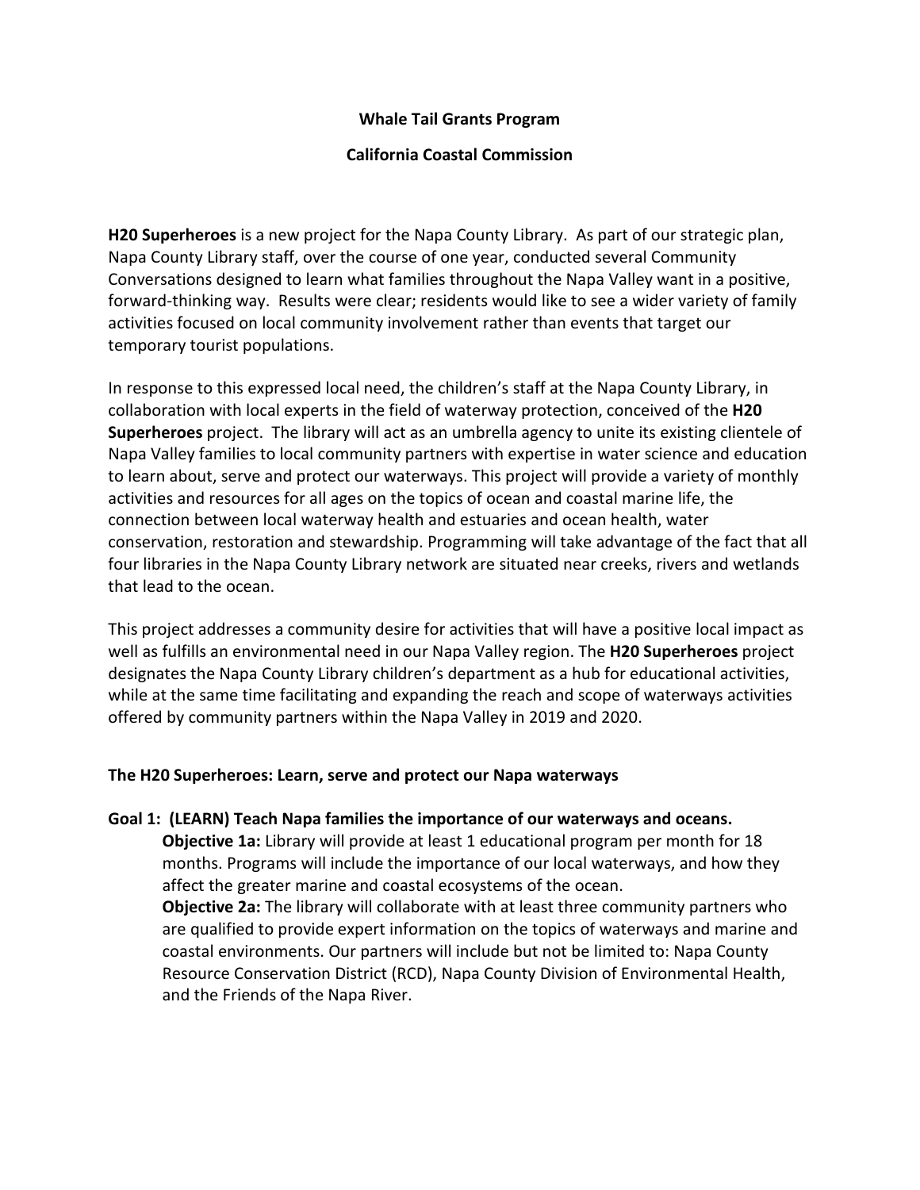**Whale Tail Grants Program**

**California Coastal Commission**

**H20 Superheroes** is a new project for the Napa County Library. As part of our strategic plan, Napa County Library staff, over the course of one year, conducted several Community Conversations designed to learn what families throughout the Napa Valley want in a positive, forward-thinking way. Results were clear; residents would like to see a wider variety of family activities focused on local community involvement rather than events that target our temporary tourist populations.

In response to this expressed local need, the children's staff at the Napa County Library, in collaboration with local experts in the field of waterway protection, conceived of the **H20 Superheroes** project. The library will act as an umbrella agency to unite its existing clientele of Napa Valley families to local community partners with expertise in water science and education to learn about, serve and protect our waterways. This project will provide a variety of monthly activities and resources for all ages on the topics of ocean and coastal marine life, the connection between local waterway health and estuaries and ocean health, water conservation, restoration and stewardship. Programming will take advantage of the fact that all four libraries in the Napa County Library network are situated near creeks, rivers and wetlands that lead to the ocean.

This project addresses a community desire for activities that will have a positive local impact as well as fulfills an environmental need in our Napa Valley region. The **H20 Superheroes** project designates the Napa County Library children's department as a hub for educational activities, while at the same time facilitating and expanding the reach and scope of waterways activities offered by community partners within the Napa Valley in 2019 and 2020.

**The H20 Superheroes: Learn, serve and protect our Napa waterways**

**Goal 1: (LEARN) Teach Napa families the importance of our waterways and oceans.**

**Objective 1a:** Library will provide at least 1 educational program per month for 18 months. Programs will include the importance of our local waterways, and how they affect the greater marine and coastal ecosystems of the ocean.

**Objective 2a:** The library will collaborate with at least three community partners who are qualified to provide expert information on the topics of waterways and marine and coastal environments. Our partners will include but not be limited to: Napa County Resource Conservation District (RCD), Napa County Division of Environmental Health, and the Friends of the Napa River.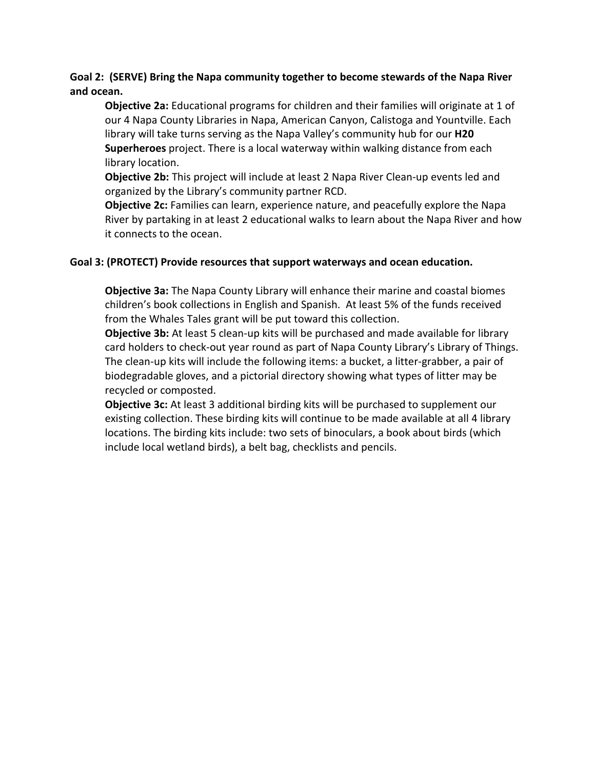**Goal 2: (SERVE) Bring the Napa community together to become stewards of the Napa River and ocean.**

**Objective 2a:** Educational programs for children and their families will originate at 1 of our 4 Napa County Libraries in Napa, American Canyon, Calistoga and Yountville. Each library will take turns serving as the Napa Valley's community hub for our **H20 Superheroes** project. There is a local waterway within walking distance from each library location.

**Objective 2b:** This project will include at least 2 Napa River Clean-up events led and organized by the Library's community partner RCD.

**Objective 2c:** Families can learn, experience nature, and peacefully explore the Napa River by partaking in at least 2 educational walks to learn about the Napa River and how it connects to the ocean.

**Goal 3: (PROTECT) Provide resources that support waterways and ocean education.**

**Objective 3a:** The Napa County Library will enhance their marine and coastal biomes children's book collections in English and Spanish. At least 5% of the funds received from the Whales Tales grant will be put toward this collection.

**Objective 3b:** At least 5 clean-up kits will be purchased and made available for library card holders to check-out year round as part of Napa County Library's Library of Things. The clean-up kits will include the following items: a bucket, a litter-grabber, a pair of biodegradable gloves, and a pictorial directory showing what types of litter may be recycled or composted.

**Objective 3c:** At least 3 additional birding kits will be purchased to supplement our existing collection. These birding kits will continue to be made available at all 4 library locations. The birding kits include: two sets of binoculars, a book about birds (which include local wetland birds), a belt bag, checklists and pencils.